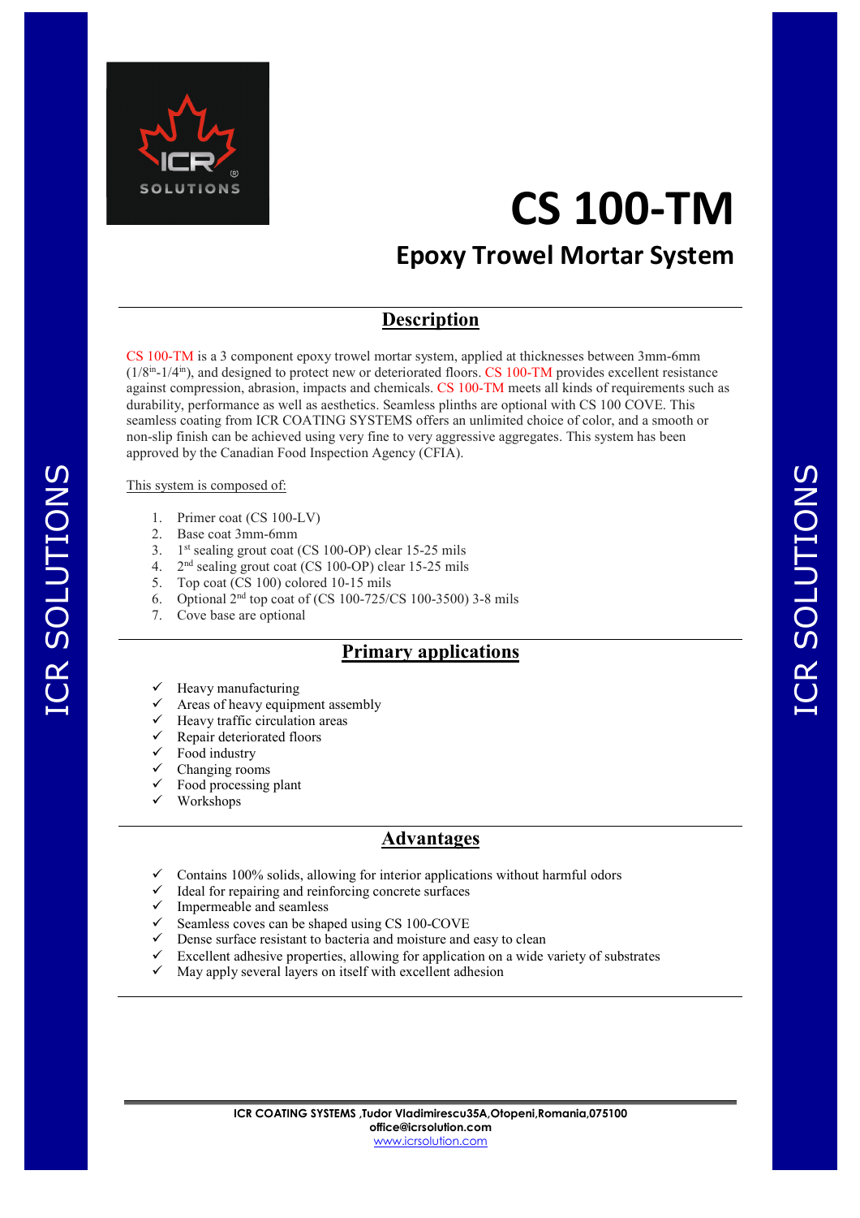# CS 100-TM

## Epoxy Trowel Mortar System

## Description

CS 100-TM is a 3 component epoxy trowel mortar system, applied at thicknesses between 3mm-6mm ($1/8^{in}$-$1/4^{in}$), and designed to protect new or deteriorated floors. CS 100-TM provides excellent resistance against compression, abrasion, impacts and chemicals. CS 100-TM meets all kinds of requirements such as durability, performance as well as aesthetics. Seamless plinths are optional with CS 100 COVE. This seamless coating from ICR COATING SYSTEMS offers an unlimited choice of color, and a smooth or non-slip finish can be achieved using very fine to very aggressive aggregates. This system has been approved by the Canadian Food Inspection Agency (CFIA).

This system is composed of:

1. Primer coat (CS 100-LV)
2. Base coat 3mm-6mm
3. 1st sealing grout coat (CS 100-OP) clear 15-25 mils
4. 2nd sealing grout coat (CS 100-OP) clear 15-25 mils
5. Top coat (CS 100) colored 10-15 mils
6. Optional 2nd top coat of (CS 100-725/CS 100-3500) 3-8 mils
7. Cove base are optional

## Primary applications

- ✓ Heavy manufacturing
- ✓ Areas of heavy equipment assembly
- ✓ Heavy traffic circulation areas
- ✓ Repair deteriorated floors
- ✓ Food industry
- ✓ Changing rooms
- ✓ Food processing plant
- ✓ Workshops

## Advantages

- ✓ Contains 100% solids, allowing for interior applications without harmful odors
- ✓ Ideal for repairing and reinforcing concrete surfaces
- ✓ Impermeable and seamless
- ✓ Seamless coves can be shaped using CS 100-COVE
- ✓ Dense surface resistant to bacteria and moisture and easy to clean
- ✓ Excellent adhesive properties, allowing for application on a wide variety of substrates
- ✓ May apply several layers on itself with excellent adhesion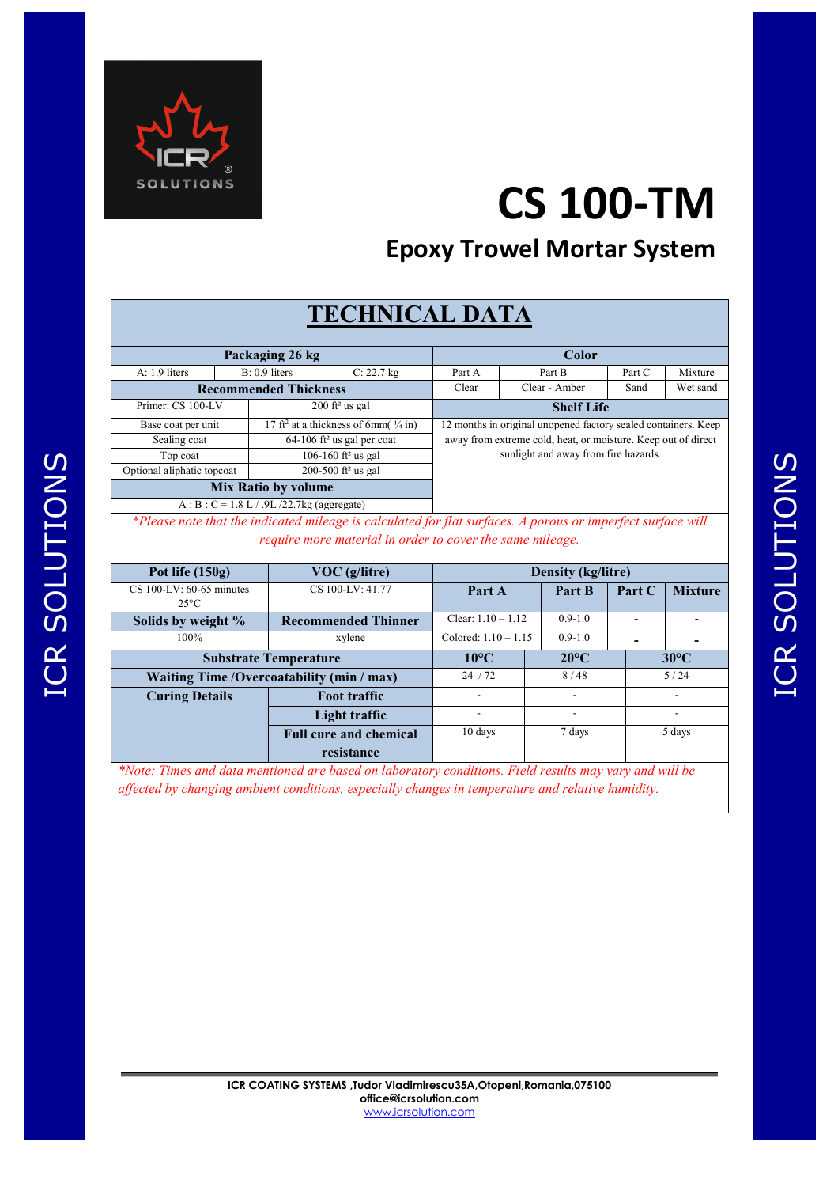# CS 100-TM

## Epoxy Trowel Mortar System

## TECHNICAL DATA

| Packaging 26 kg | | | Color | | | |
|---|---|---|---|---|---|---|
| A: 1.9 liters | B: 0.9 liters | C: 22.7 kg | Part A | Part B | Part C | Mixture |
| | | | Clear | Clear - Amber | Sand | Wet sand |

| Recommended Thickness | |
|---|---|
| Primer: CS 100-LV | 200 ft² us gal |
| Base coat per unit | 17 ft² at a thickness of 6mm( ¼ in) |
| Sealing coat | 64-106 ft² us gal per coat |
| Top coat | 106-160 ft² us gal |
| Optional aliphatic topcoat | 200-500 ft² us gal |

**Shelf Life**

12 months in original unopened factory sealed containers. Keep away from extreme cold, heat, or moisture. Keep out of direct sunlight and away from fire hazards.

**Mix Ratio by volume**

A : B : C = 1.8 L / .9L /22.7kg (aggregate)

*\*Please note that the indicated mileage is calculated for flat surfaces. A porous or imperfect surface will require more material in order to cover the same mileage.*

| Pot life (150g) | VOC (g/litre) |
|---|---|
| CS 100-LV: 60-65 minutes 25°C | CS 100-LV: 41.77 |
| **Solids by weight %** | **Recommended Thinner** |
| 100% | xylene |

| Density (kg/litre) | | | |
|---|---|---|---|
| **Part A** | **Part B** | **Part C** | **Mixture** |
| Clear: 1.10 – 1.12 | 0.9-1.0 | - | - |
| Colored: 1.10 – 1.15 | 0.9-1.0 | - | - |

| Substrate Temperature | | 10°C | 20°C | 30°C |
|---|---|---|---|---|
| Waiting Time /Overcoatability (min / max) | | 24 / 72 | 8 / 48 | 5 / 24 |
| Curing Details | Foot traffic | - | - | - |
| | Light traffic | - | - | - |
| | Full cure and chemical resistance | 10 days | 7 days | 5 days |

*\*Note: Times and data mentioned are based on laboratory conditions. Field results may vary and will be affected by changing ambient conditions, especially changes in temperature and relative humidity.*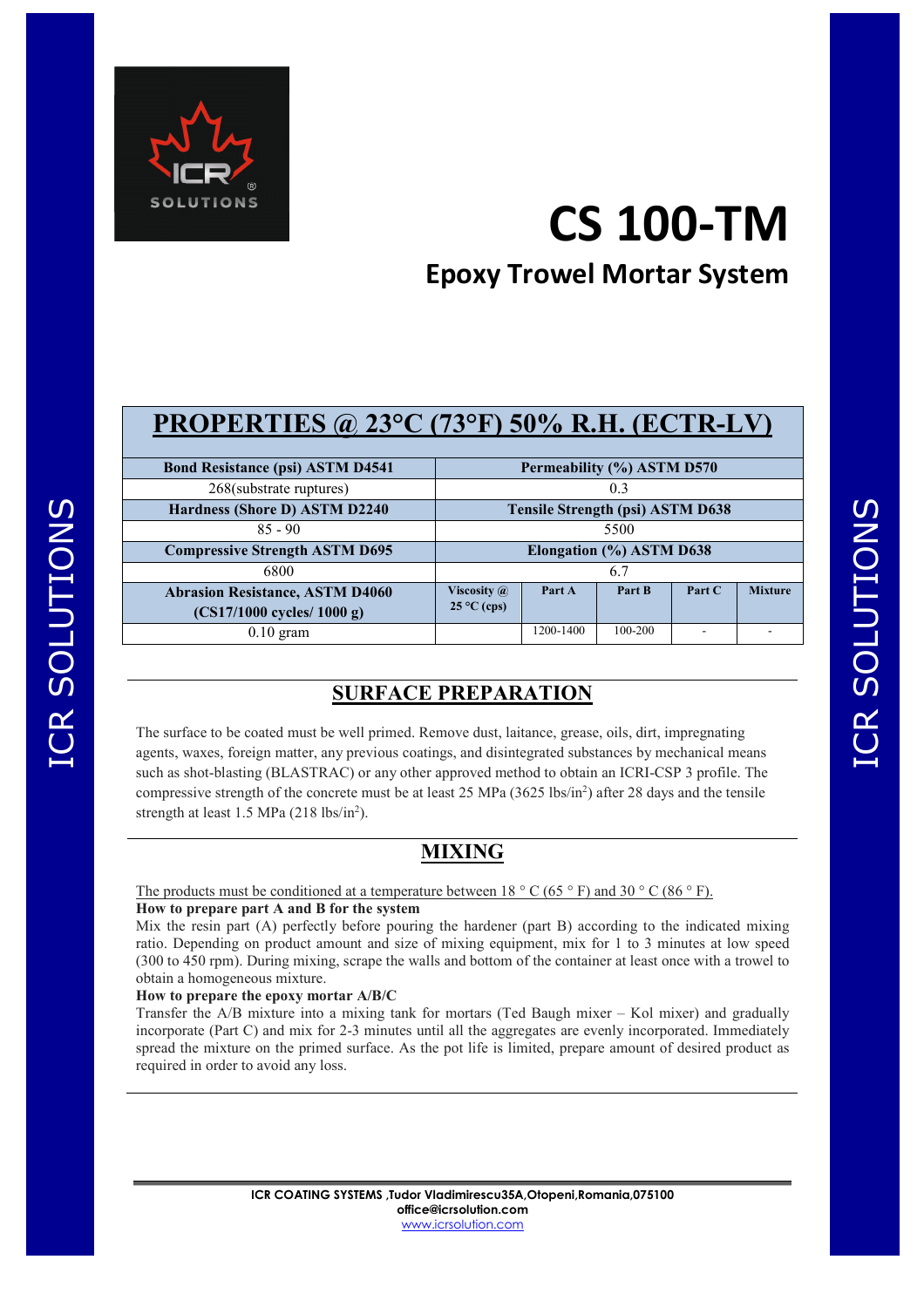# CS 100-TM

## Epoxy Trowel Mortar System

## PROPERTIES @ 23°C (73°F) 50% R.H. (ECTR-LV)

| Bond Resistance (psi) ASTM D4541 | Permeability (%) ASTM D570 | | | | |
|---|---|---|---|---|---|
| 268(substrate ruptures) | 0.3 | | | | |
| **Hardness (Shore D) ASTM D2240** | **Tensile Strength (psi) ASTM D638** | | | | |
| 85 - 90 | 5500 | | | | |
| **Compressive Strength ASTM D695** | **Elongation (%) ASTM D638** | | | | |
| 6800 | 6.7 | | | | |
| **Abrasion Resistance, ASTM D4060 (CS17/1000 cycles/ 1000 g)** | **Viscosity @ 25 °C (cps)** | **Part A** | **Part B** | **Part C** | **Mixture** |
| 0.10 gram | | 1200-1400 | 100-200 | - | - |

## SURFACE PREPARATION

The surface to be coated must be well primed. Remove dust, laitance, grease, oils, dirt, impregnating agents, waxes, foreign matter, any previous coatings, and disintegrated substances by mechanical means such as shot-blasting (BLASTRAC) or any other approved method to obtain an ICRI-CSP 3 profile. The compressive strength of the concrete must be at least 25 MPa (3625 lbs/in$^2$) after 28 days and the tensile strength at least 1.5 MPa (218 lbs/in$^2$).

## MIXING

The products must be conditioned at a temperature between 18 ° C (65 ° F) and 30 ° C (86 ° F).

**How to prepare part A and B for the system**

Mix the resin part (A) perfectly before pouring the hardener (part B) according to the indicated mixing ratio. Depending on product amount and size of mixing equipment, mix for 1 to 3 minutes at low speed (300 to 450 rpm). During mixing, scrape the walls and bottom of the container at least once with a trowel to obtain a homogeneous mixture.

**How to prepare the epoxy mortar A/B/C**

Transfer the A/B mixture into a mixing tank for mortars (Ted Baugh mixer – Kol mixer) and gradually incorporate (Part C) and mix for 2-3 minutes until all the aggregates are evenly incorporated. Immediately spread the mixture on the primed surface. As the pot life is limited, prepare amount of desired product as required in order to avoid any loss.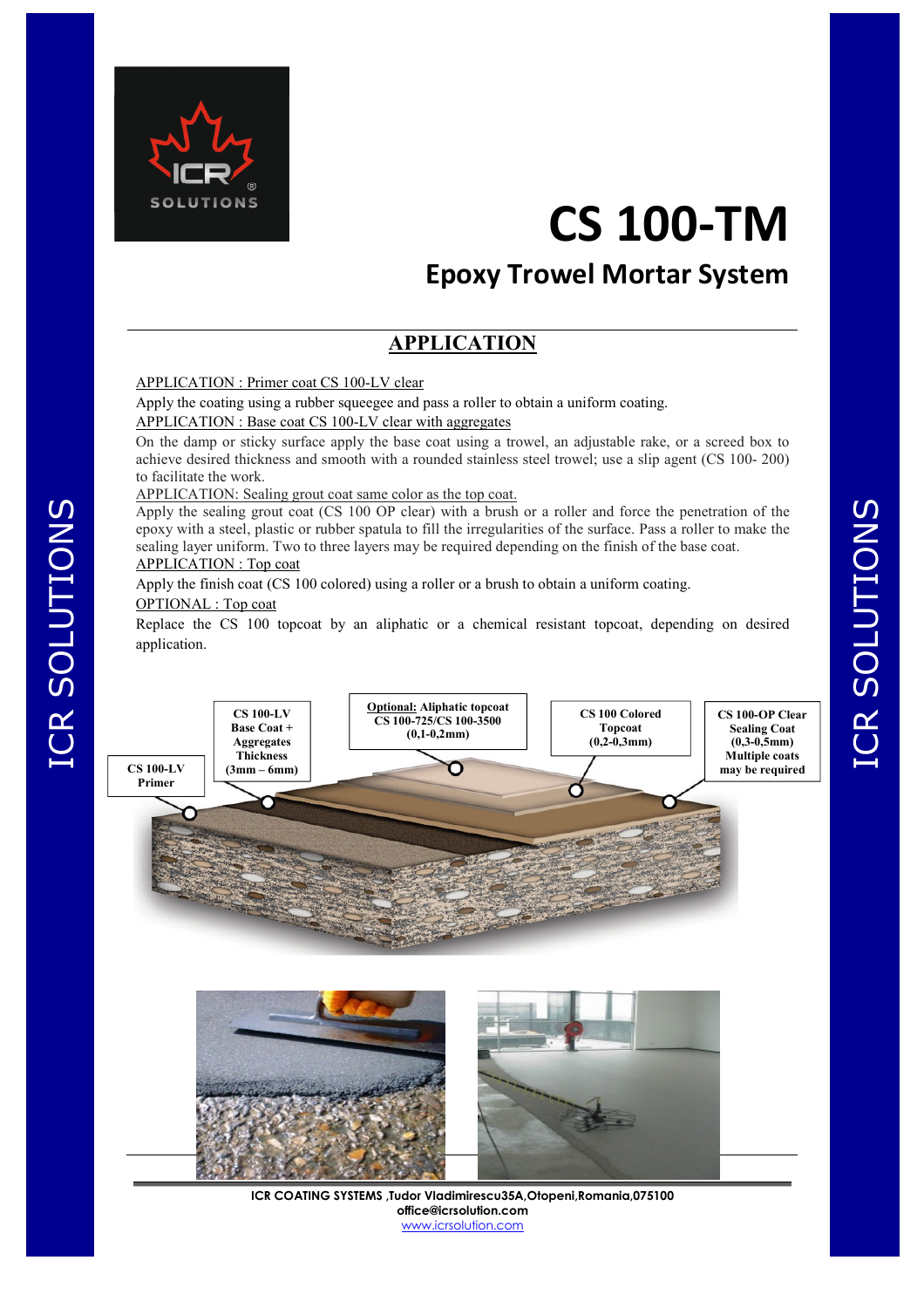# CS 100-TM

## Epoxy Trowel Mortar System

## APPLICATION

APPLICATION : Primer coat CS 100-LV clear

Apply the coating using a rubber squeegee and pass a roller to obtain a uniform coating.

APPLICATION : Base coat CS 100-LV clear with aggregates

On the damp or sticky surface apply the base coat using a trowel, an adjustable rake, or a screed box to achieve desired thickness and smooth with a rounded stainless steel trowel; use a slip agent (CS 100- 200) to facilitate the work.

APPLICATION: Sealing grout coat same color as the top coat.

Apply the sealing grout coat (CS 100 OP clear) with a brush or a roller and force the penetration of the epoxy with a steel, plastic or rubber spatula to fill the irregularities of the surface. Pass a roller to make the sealing layer uniform. Two to three layers may be required depending on the finish of the base coat.

APPLICATION : Top coat

Apply the finish coat (CS 100 colored) using a roller or a brush to obtain a uniform coating.

OPTIONAL : Top coat

Replace the CS 100 topcoat by an aliphatic or a chemical resistant topcoat, depending on desired application.

**CS 100-LV Primer**

**CS 100-LV Base Coat + Aggregates Thickness (3mm – 6mm)**

**Optional: Aliphatic topcoat CS 100-725/CS 100-3500 (0,1-0,2mm)**

**CS 100 Colored Topcoat (0,2-0,3mm)**

**CS 100-OP Clear Sealing Coat (0,3-0,5mm) Multiple coats may be required**

ICR COATING SYSTEMS ,Tudor Vladimirescu35A,Otopeni,Romania,075100
office@icrsolution.com
www.icrsolution.com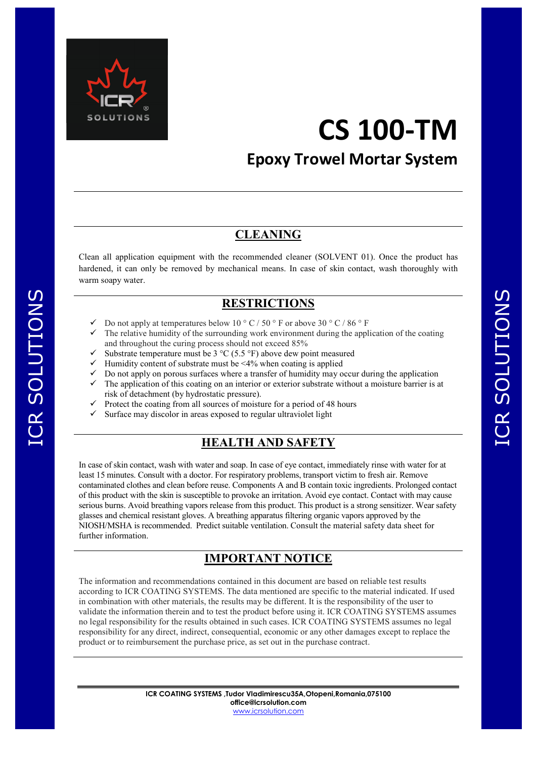# CS 100-TM

## Epoxy Trowel Mortar System

## CLEANING

Clean all application equipment with the recommended cleaner (SOLVENT 01). Once the product has hardened, it can only be removed by mechanical means. In case of skin contact, wash thoroughly with warm soapy water.

## RESTRICTIONS

- ✓ Do not apply at temperatures below 10 ° C / 50 ° F or above 30 ° C / 86 ° F
- ✓ The relative humidity of the surrounding work environment during the application of the coating and throughout the curing process should not exceed 85%
- ✓ Substrate temperature must be 3 °C (5.5 °F) above dew point measured
- ✓ Humidity content of substrate must be <4% when coating is applied
- ✓ Do not apply on porous surfaces where a transfer of humidity may occur during the application
- ✓ The application of this coating on an interior or exterior substrate without a moisture barrier is at risk of detachment (by hydrostatic pressure).
- ✓ Protect the coating from all sources of moisture for a period of 48 hours
- ✓ Surface may discolor in areas exposed to regular ultraviolet light

## HEALTH AND SAFETY

In case of skin contact, wash with water and soap. In case of eye contact, immediately rinse with water for at least 15 minutes. Consult with a doctor. For respiratory problems, transport victim to fresh air. Remove contaminated clothes and clean before reuse. Components A and B contain toxic ingredients. Prolonged contact of this product with the skin is susceptible to provoke an irritation. Avoid eye contact. Contact with may cause serious burns. Avoid breathing vapors release from this product. This product is a strong sensitizer. Wear safety glasses and chemical resistant gloves. A breathing apparatus filtering organic vapors approved by the NIOSH/MSHA is recommended. Predict suitable ventilation. Consult the material safety data sheet for further information.

## IMPORTANT NOTICE

The information and recommendations contained in this document are based on reliable test results according to ICR COATING SYSTEMS. The data mentioned are specific to the material indicated. If used in combination with other materials, the results may be different. It is the responsibility of the user to validate the information therein and to test the product before using it. ICR COATING SYSTEMS assumes no legal responsibility for the results obtained in such cases. ICR COATING SYSTEMS assumes no legal responsibility for any direct, indirect, consequential, economic or any other damages except to replace the product or to reimbursement the purchase price, as set out in the purchase contract.

**ICR COATING SYSTEMS ,Tudor Vladimirescu35A,Otopeni,Romania,075100**
**office@icrsolution.com**
www.icrsolution.com